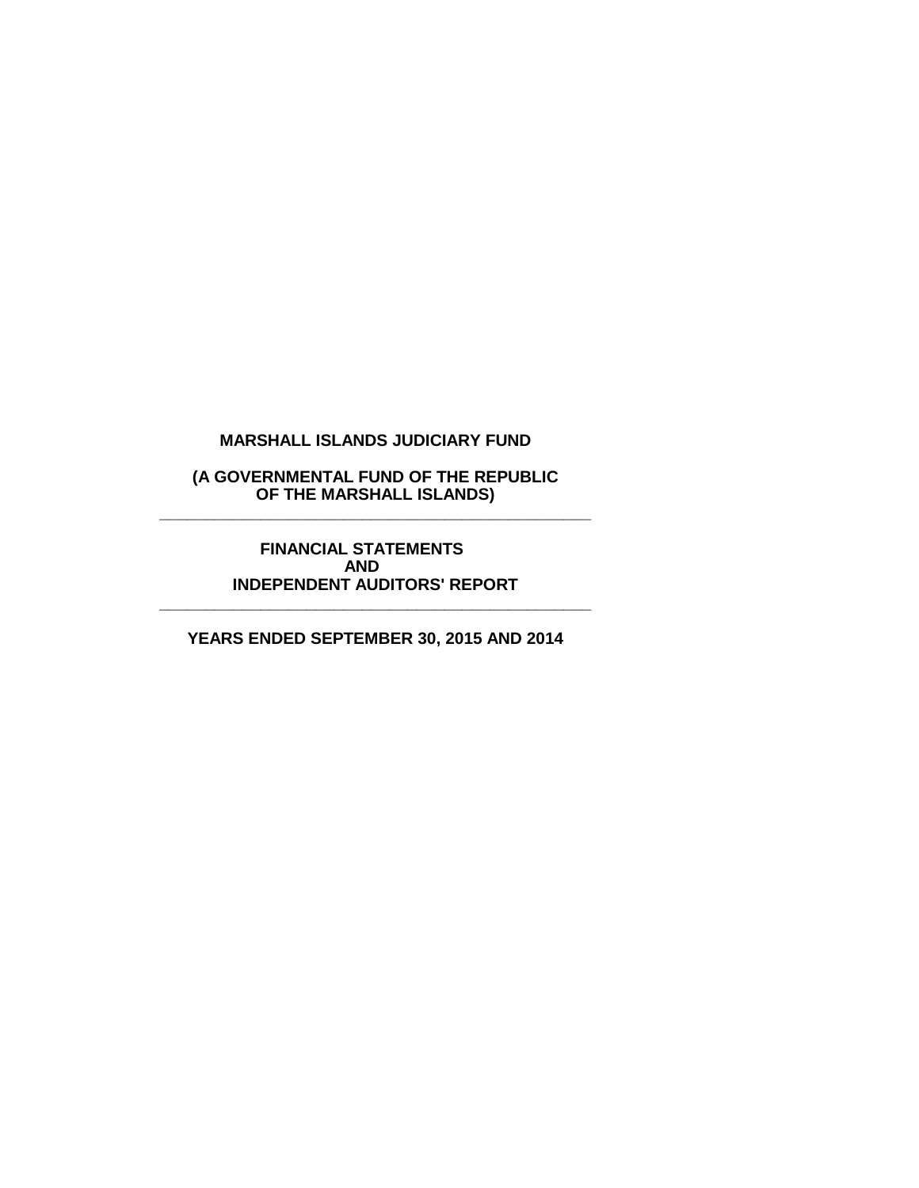# MARSHALL ISLANDS JUDICIARY FUND

**(A GOVERNMENTAL FUND OF THE REPUBLIC OF THE MARSHALL ISLANDS)**

---

**FINANCIAL STATEMENTS AND INDEPENDENT AUDITORS' REPORT**

---

**YEARS ENDED SEPTEMBER 30, 2015 AND 2014**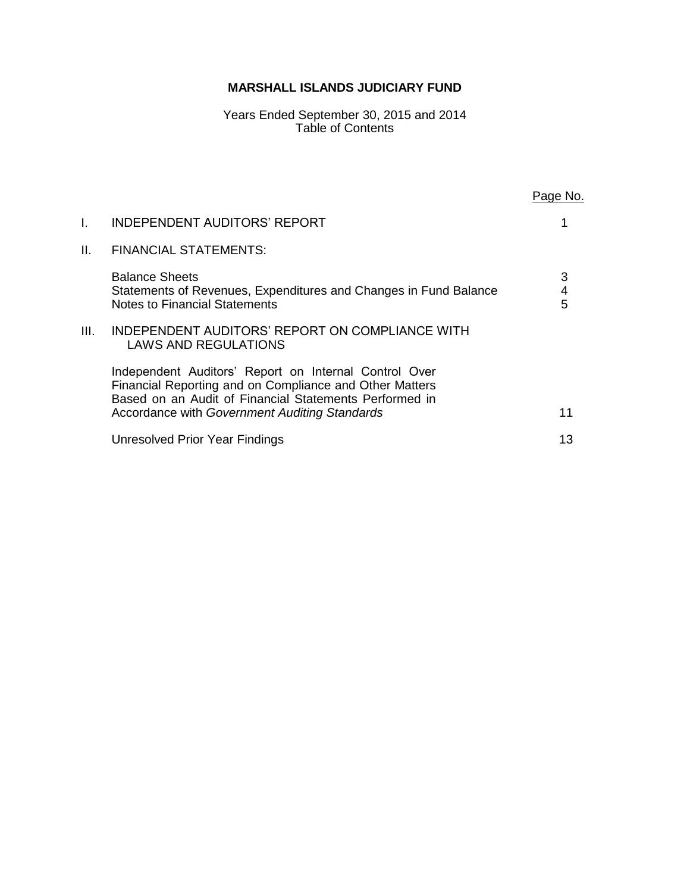# MARSHALL ISLANDS JUDICIARY FUND

Years Ended September 30, 2015 and 2014
Table of Contents

| | | Page No. |
|---|---|---|
| I. | INDEPENDENT AUDITORS' REPORT | 1 |
| II. | FINANCIAL STATEMENTS: | |
| | Balance Sheets | 3 |
| | Statements of Revenues, Expenditures and Changes in Fund Balance | 4 |
| | Notes to Financial Statements | 5 |
| III. | INDEPENDENT AUDITORS' REPORT ON COMPLIANCE WITH LAWS AND REGULATIONS | |
| | Independent Auditors' Report on Internal Control Over Financial Reporting and on Compliance and Other Matters Based on an Audit of Financial Statements Performed in Accordance with *Government Auditing Standards* | 11 |
| | Unresolved Prior Year Findings | 13 |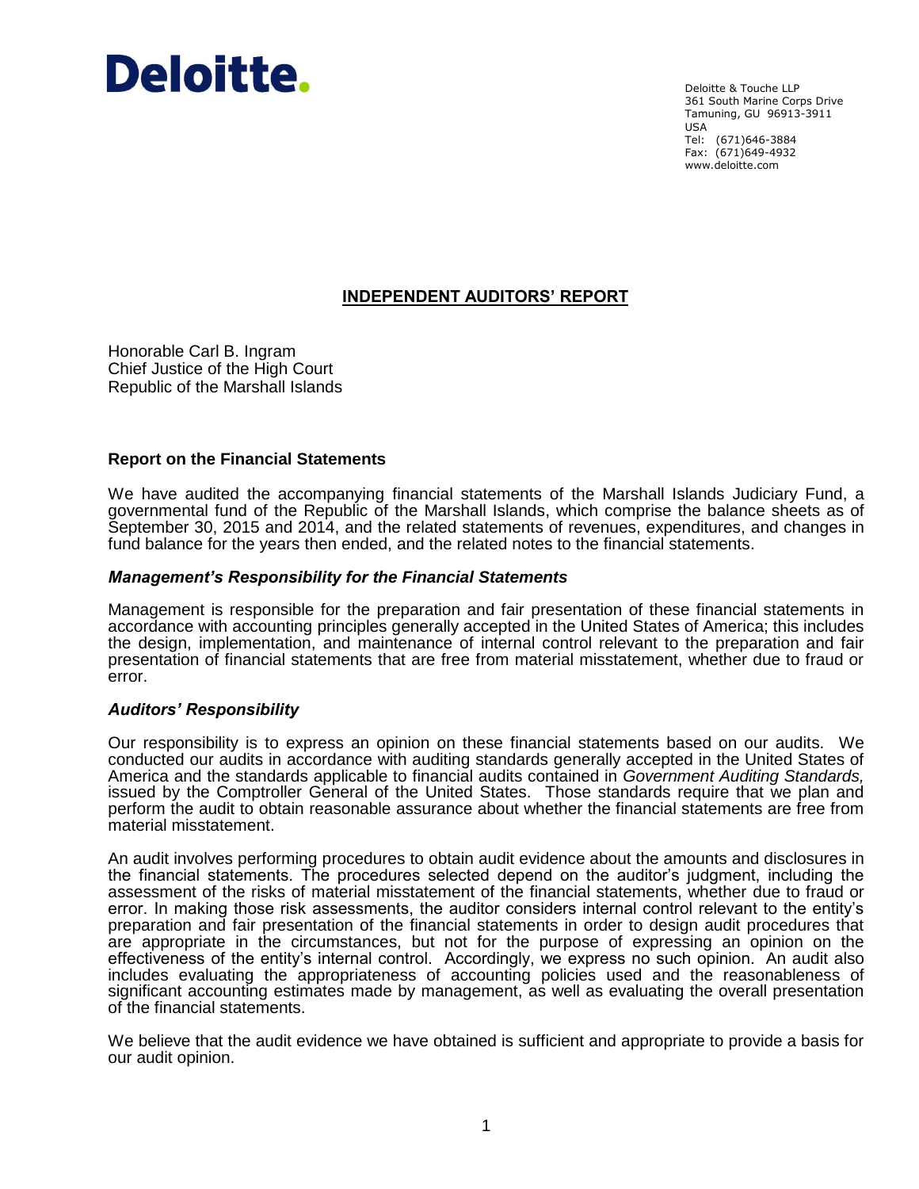Deloitte.

Deloitte & Touche LLP
361 South Marine Corps Drive
Tamuning, GU 96913-3911
USA
Tel: (671)646-3884
Fax: (671)649-4932
www.deloitte.com

## INDEPENDENT AUDITORS' REPORT

Honorable Carl B. Ingram
Chief Justice of the High Court
Republic of the Marshall Islands

### Report on the Financial Statements

We have audited the accompanying financial statements of the Marshall Islands Judiciary Fund, a governmental fund of the Republic of the Marshall Islands, which comprise the balance sheets as of September 30, 2015 and 2014, and the related statements of revenues, expenditures, and changes in fund balance for the years then ended, and the related notes to the financial statements.

### *Management's Responsibility for the Financial Statements*

Management is responsible for the preparation and fair presentation of these financial statements in accordance with accounting principles generally accepted in the United States of America; this includes the design, implementation, and maintenance of internal control relevant to the preparation and fair presentation of financial statements that are free from material misstatement, whether due to fraud or error.

### *Auditors' Responsibility*

Our responsibility is to express an opinion on these financial statements based on our audits. We conducted our audits in accordance with auditing standards generally accepted in the United States of America and the standards applicable to financial audits contained in *Government Auditing Standards,* issued by the Comptroller General of the United States. Those standards require that we plan and perform the audit to obtain reasonable assurance about whether the financial statements are free from material misstatement.

An audit involves performing procedures to obtain audit evidence about the amounts and disclosures in the financial statements. The procedures selected depend on the auditor's judgment, including the assessment of the risks of material misstatement of the financial statements, whether due to fraud or error. In making those risk assessments, the auditor considers internal control relevant to the entity's preparation and fair presentation of the financial statements in order to design audit procedures that are appropriate in the circumstances, but not for the purpose of expressing an opinion on the effectiveness of the entity's internal control. Accordingly, we express no such opinion. An audit also includes evaluating the appropriateness of accounting policies used and the reasonableness of significant accounting estimates made by management, as well as evaluating the overall presentation of the financial statements.

We believe that the audit evidence we have obtained is sufficient and appropriate to provide a basis for our audit opinion.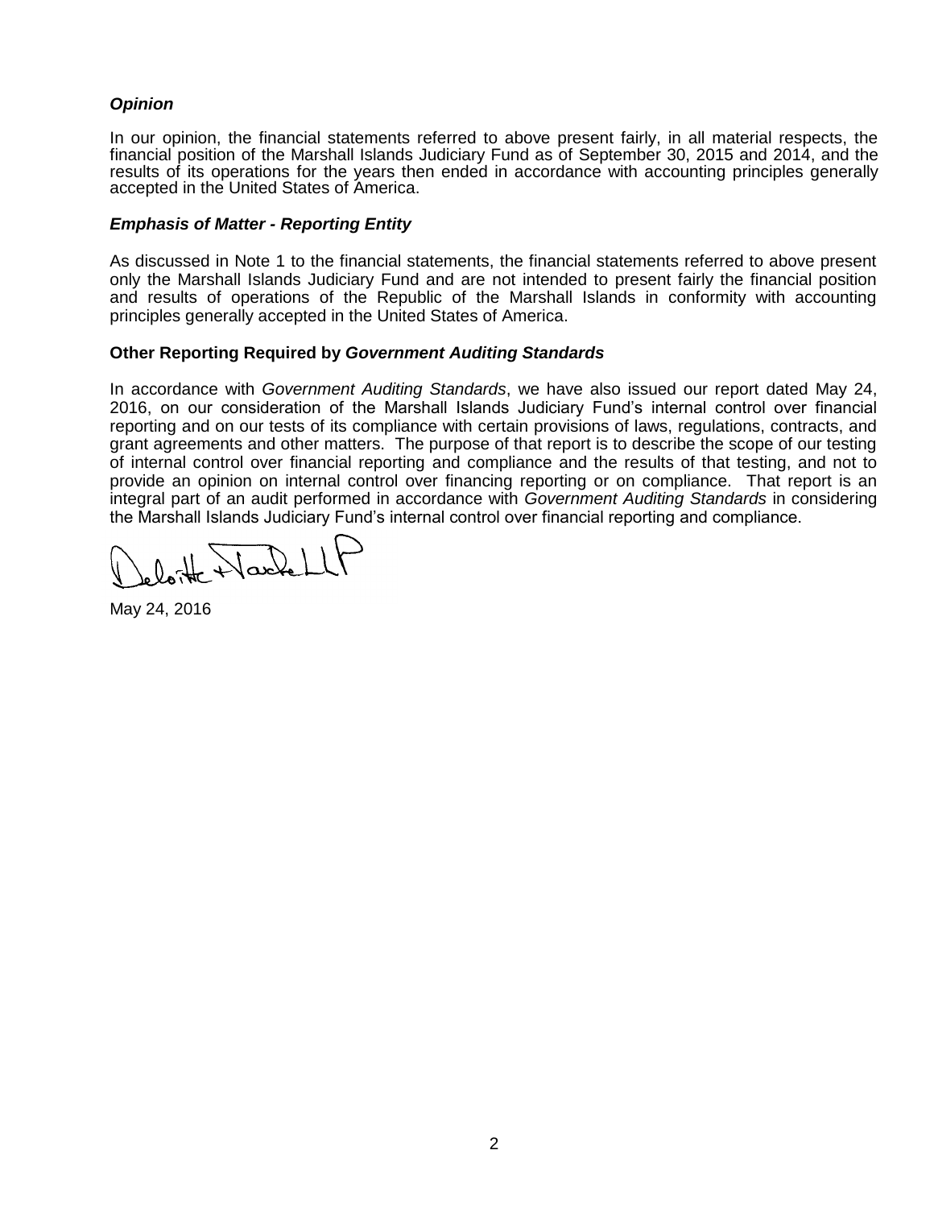### *Opinion*

In our opinion, the financial statements referred to above present fairly, in all material respects, the financial position of the Marshall Islands Judiciary Fund as of September 30, 2015 and 2014, and the results of its operations for the years then ended in accordance with accounting principles generally accepted in the United States of America.

### *Emphasis of Matter - Reporting Entity*

As discussed in Note 1 to the financial statements, the financial statements referred to above present only the Marshall Islands Judiciary Fund and are not intended to present fairly the financial position and results of operations of the Republic of the Marshall Islands in conformity with accounting principles generally accepted in the United States of America.

### Other Reporting Required by *Government Auditing Standards*

In accordance with *Government Auditing Standards*, we have also issued our report dated May 24, 2016, on our consideration of the Marshall Islands Judiciary Fund's internal control over financial reporting and on our tests of its compliance with certain provisions of laws, regulations, contracts, and grant agreements and other matters. The purpose of that report is to describe the scope of our testing of internal control over financial reporting and compliance and the results of that testing, and not to provide an opinion on internal control over financing reporting or on compliance. That report is an integral part of an audit performed in accordance with *Government Auditing Standards* in considering the Marshall Islands Judiciary Fund's internal control over financial reporting and compliance.

Deloitte & Touche LLP

May 24, 2016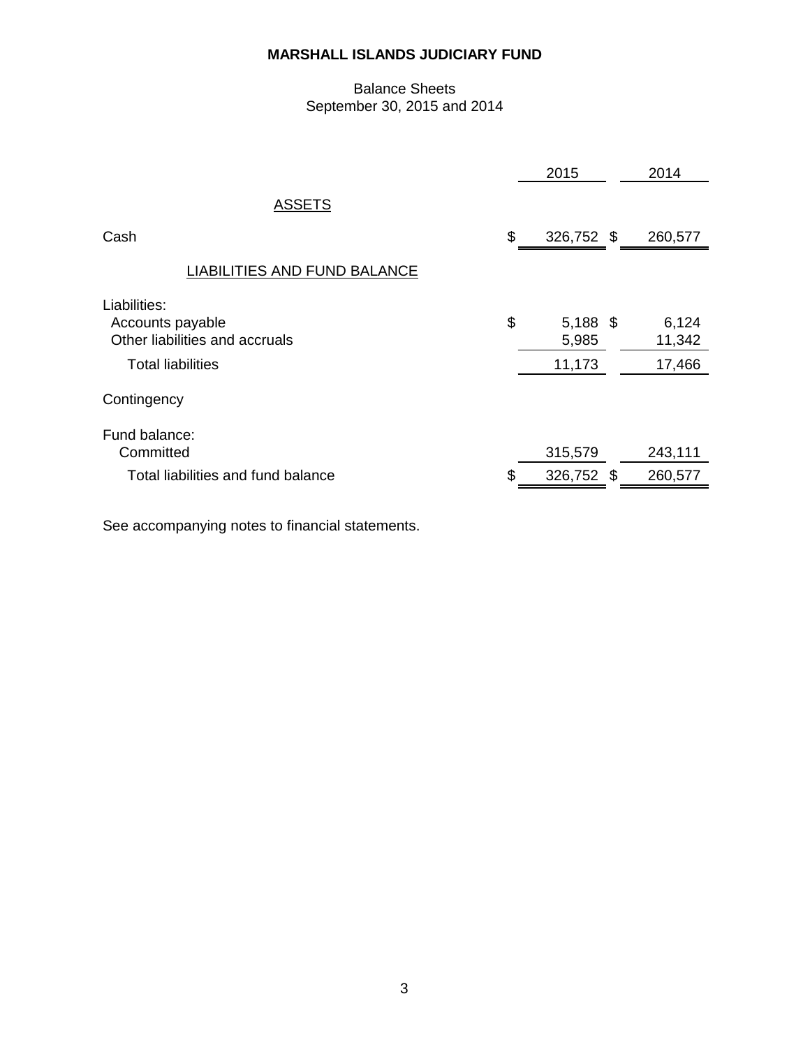# MARSHALL ISLANDS JUDICIARY FUND

Balance Sheets
September 30, 2015 and 2014

| | 2015 | 2014 |
|---|---|---|
| **ASSETS** | | |
| Cash | $ 326,752 | $ 260,577 |
| **LIABILITIES AND FUND BALANCE** | | |
| Liabilities: | | |
| Accounts payable | $ 5,188 | $ 6,124 |
| Other liabilities and accruals | 5,985 | 11,342 |
| Total liabilities | 11,173 | 17,466 |
| Contingency | | |
| Fund balance: | | |
| Committed | 315,579 | 243,111 |
| Total liabilities and fund balance | $ 326,752 | $ 260,577 |

See accompanying notes to financial statements.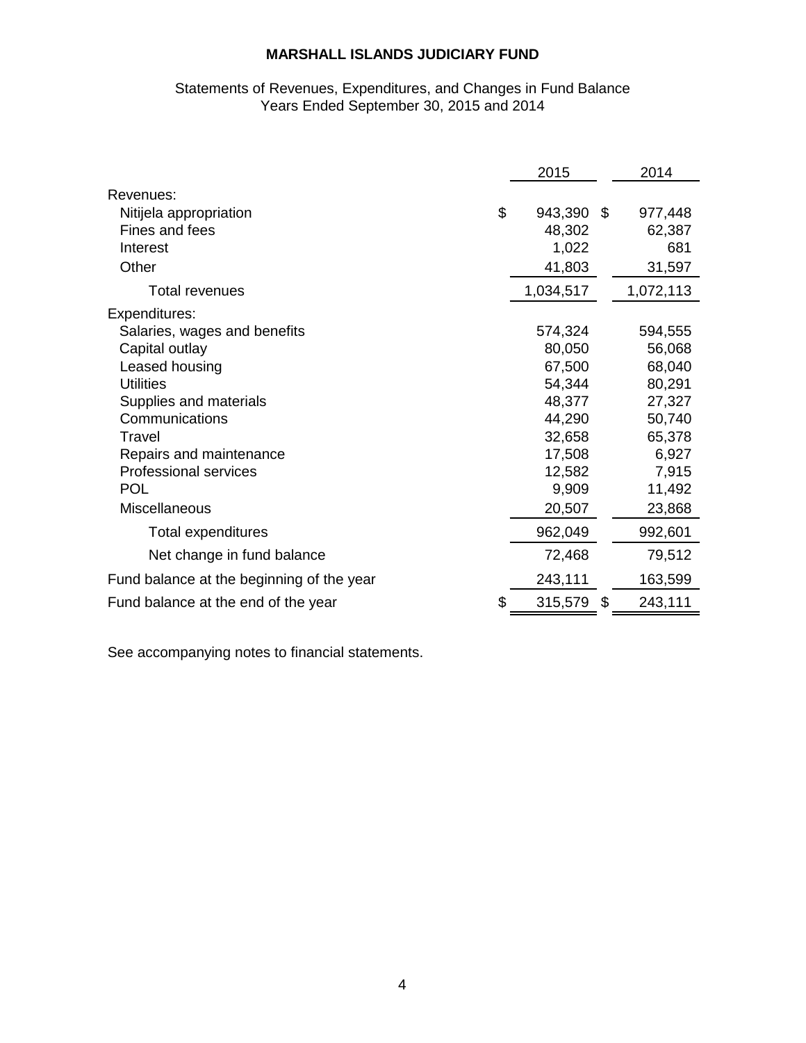# MARSHALL ISLANDS JUDICIARY FUND

Statements of Revenues, Expenditures, and Changes in Fund Balance
Years Ended September 30, 2015 and 2014

| | 2015 | 2014 |
|---|---|---|
| Revenues: | | |
| Nitijela appropriation | $ 943,390 | $ 977,448 |
| Fines and fees | 48,302 | 62,387 |
| Interest | 1,022 | 681 |
| Other | 41,803 | 31,597 |
| Total revenues | 1,034,517 | 1,072,113 |
| Expenditures: | | |
| Salaries, wages and benefits | 574,324 | 594,555 |
| Capital outlay | 80,050 | 56,068 |
| Leased housing | 67,500 | 68,040 |
| Utilities | 54,344 | 80,291 |
| Supplies and materials | 48,377 | 27,327 |
| Communications | 44,290 | 50,740 |
| Travel | 32,658 | 65,378 |
| Repairs and maintenance | 17,508 | 6,927 |
| Professional services | 12,582 | 7,915 |
| POL | 9,909 | 11,492 |
| Miscellaneous | 20,507 | 23,868 |
| Total expenditures | 962,049 | 992,601 |
| Net change in fund balance | 72,468 | 79,512 |
| Fund balance at the beginning of the year | 243,111 | 163,599 |
| Fund balance at the end of the year | $ 315,579 | $ 243,111 |

See accompanying notes to financial statements.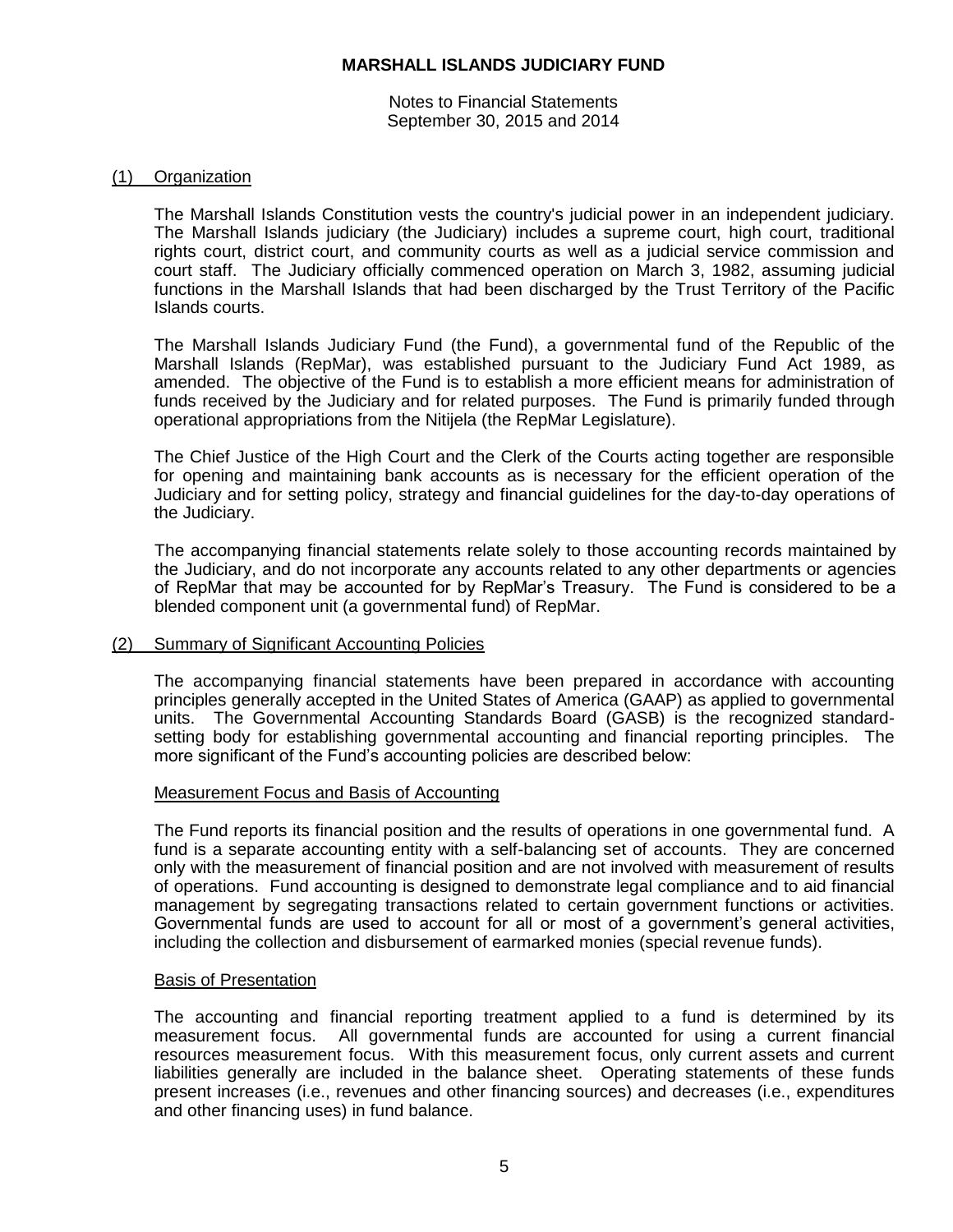# MARSHALL ISLANDS JUDICIARY FUND

Notes to Financial Statements
September 30, 2015 and 2014

## (1) Organization

The Marshall Islands Constitution vests the country's judicial power in an independent judiciary. The Marshall Islands judiciary (the Judiciary) includes a supreme court, high court, traditional rights court, district court, and community courts as well as a judicial service commission and court staff. The Judiciary officially commenced operation on March 3, 1982, assuming judicial functions in the Marshall Islands that had been discharged by the Trust Territory of the Pacific Islands courts.

The Marshall Islands Judiciary Fund (the Fund), a governmental fund of the Republic of the Marshall Islands (RepMar), was established pursuant to the Judiciary Fund Act 1989, as amended. The objective of the Fund is to establish a more efficient means for administration of funds received by the Judiciary and for related purposes. The Fund is primarily funded through operational appropriations from the Nitijela (the RepMar Legislature).

The Chief Justice of the High Court and the Clerk of the Courts acting together are responsible for opening and maintaining bank accounts as is necessary for the efficient operation of the Judiciary and for setting policy, strategy and financial guidelines for the day-to-day operations of the Judiciary.

The accompanying financial statements relate solely to those accounting records maintained by the Judiciary, and do not incorporate any accounts related to any other departments or agencies of RepMar that may be accounted for by RepMar's Treasury. The Fund is considered to be a blended component unit (a governmental fund) of RepMar.

## (2) Summary of Significant Accounting Policies

The accompanying financial statements have been prepared in accordance with accounting principles generally accepted in the United States of America (GAAP) as applied to governmental units. The Governmental Accounting Standards Board (GASB) is the recognized standard-setting body for establishing governmental accounting and financial reporting principles. The more significant of the Fund's accounting policies are described below:

### Measurement Focus and Basis of Accounting

The Fund reports its financial position and the results of operations in one governmental fund. A fund is a separate accounting entity with a self-balancing set of accounts. They are concerned only with the measurement of financial position and are not involved with measurement of results of operations. Fund accounting is designed to demonstrate legal compliance and to aid financial management by segregating transactions related to certain government functions or activities. Governmental funds are used to account for all or most of a government's general activities, including the collection and disbursement of earmarked monies (special revenue funds).

### Basis of Presentation

The accounting and financial reporting treatment applied to a fund is determined by its measurement focus. All governmental funds are accounted for using a current financial resources measurement focus. With this measurement focus, only current assets and current liabilities generally are included in the balance sheet. Operating statements of these funds present increases (i.e., revenues and other financing sources) and decreases (i.e., expenditures and other financing uses) in fund balance.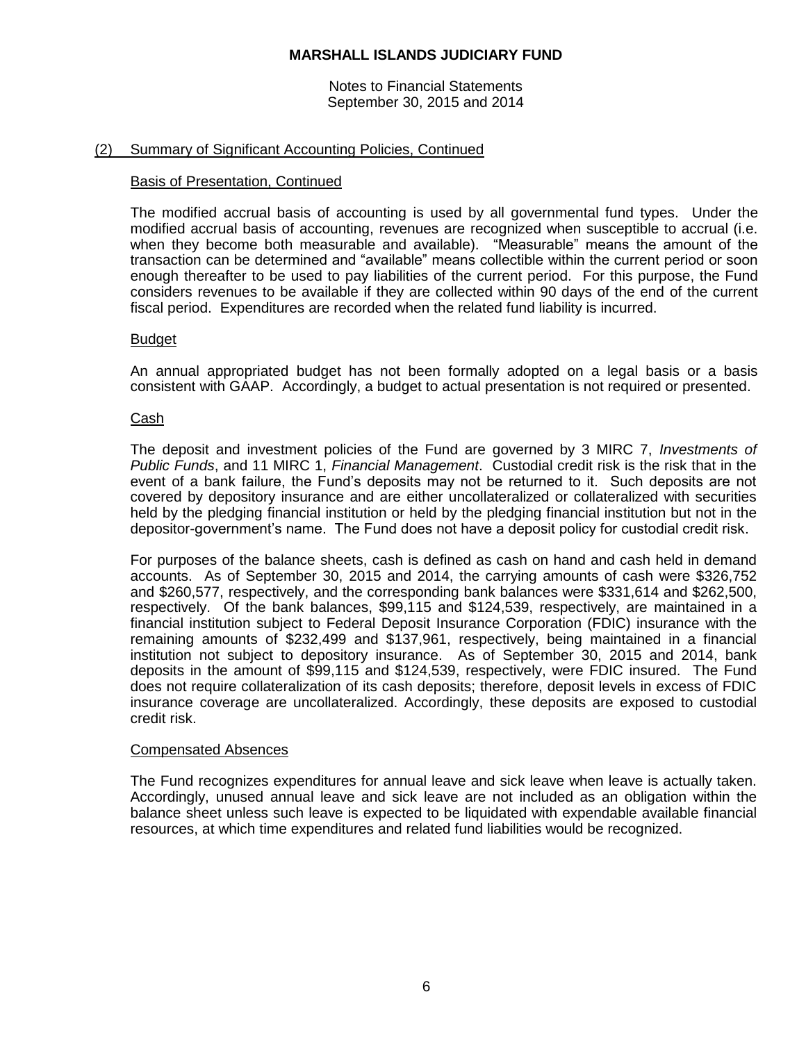## (2) Summary of Significant Accounting Policies, Continued

### Basis of Presentation, Continued

The modified accrual basis of accounting is used by all governmental fund types. Under the modified accrual basis of accounting, revenues are recognized when susceptible to accrual (i.e. when they become both measurable and available). "Measurable" means the amount of the transaction can be determined and "available" means collectible within the current period or soon enough thereafter to be used to pay liabilities of the current period. For this purpose, the Fund considers revenues to be available if they are collected within 90 days of the end of the current fiscal period. Expenditures are recorded when the related fund liability is incurred.

### Budget

An annual appropriated budget has not been formally adopted on a legal basis or a basis consistent with GAAP. Accordingly, a budget to actual presentation is not required or presented.

### Cash

The deposit and investment policies of the Fund are governed by 3 MIRC 7, *Investments of Public Funds*, and 11 MIRC 1, *Financial Management*. Custodial credit risk is the risk that in the event of a bank failure, the Fund's deposits may not be returned to it. Such deposits are not covered by depository insurance and are either uncollateralized or collateralized with securities held by the pledging financial institution or held by the pledging financial institution but not in the depositor-government's name. The Fund does not have a deposit policy for custodial credit risk.

For purposes of the balance sheets, cash is defined as cash on hand and cash held in demand accounts. As of September 30, 2015 and 2014, the carrying amounts of cash were $326,752 and $260,577, respectively, and the corresponding bank balances were $331,614 and $262,500, respectively. Of the bank balances, $99,115 and $124,539, respectively, are maintained in a financial institution subject to Federal Deposit Insurance Corporation (FDIC) insurance with the remaining amounts of $232,499 and $137,961, respectively, being maintained in a financial institution not subject to depository insurance. As of September 30, 2015 and 2014, bank deposits in the amount of $99,115 and $124,539, respectively, were FDIC insured. The Fund does not require collateralization of its cash deposits; therefore, deposit levels in excess of FDIC insurance coverage are uncollateralized. Accordingly, these deposits are exposed to custodial credit risk.

### Compensated Absences

The Fund recognizes expenditures for annual leave and sick leave when leave is actually taken. Accordingly, unused annual leave and sick leave are not included as an obligation within the balance sheet unless such leave is expected to be liquidated with expendable available financial resources, at which time expenditures and related fund liabilities would be recognized.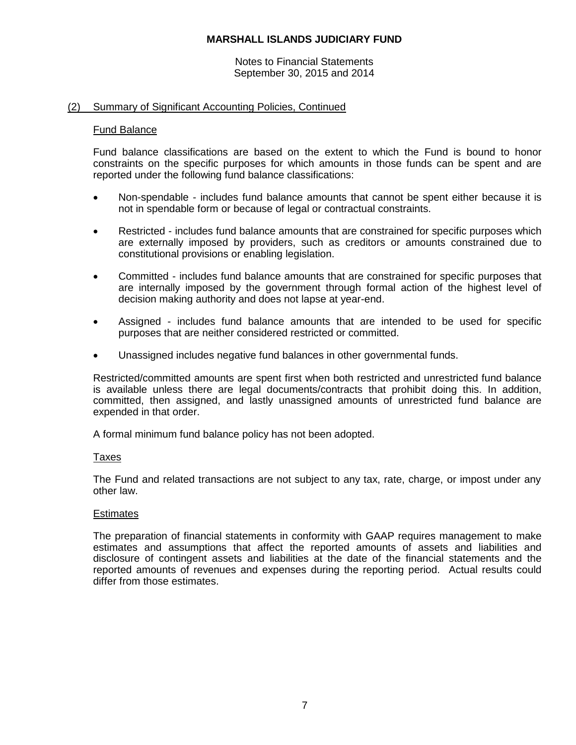# MARSHALL ISLANDS JUDICIARY FUND

Notes to Financial Statements
September 30, 2015 and 2014

## (2) Summary of Significant Accounting Policies, Continued

### Fund Balance

Fund balance classifications are based on the extent to which the Fund is bound to honor constraints on the specific purposes for which amounts in those funds can be spent and are reported under the following fund balance classifications:

- Non-spendable - includes fund balance amounts that cannot be spent either because it is not in spendable form or because of legal or contractual constraints.
- Restricted - includes fund balance amounts that are constrained for specific purposes which are externally imposed by providers, such as creditors or amounts constrained due to constitutional provisions or enabling legislation.
- Committed - includes fund balance amounts that are constrained for specific purposes that are internally imposed by the government through formal action of the highest level of decision making authority and does not lapse at year-end.
- Assigned - includes fund balance amounts that are intended to be used for specific purposes that are neither considered restricted or committed.
- Unassigned includes negative fund balances in other governmental funds.

Restricted/committed amounts are spent first when both restricted and unrestricted fund balance is available unless there are legal documents/contracts that prohibit doing this. In addition, committed, then assigned, and lastly unassigned amounts of unrestricted fund balance are expended in that order.

A formal minimum fund balance policy has not been adopted.

### Taxes

The Fund and related transactions are not subject to any tax, rate, charge, or impost under any other law.

### Estimates

The preparation of financial statements in conformity with GAAP requires management to make estimates and assumptions that affect the reported amounts of assets and liabilities and disclosure of contingent assets and liabilities at the date of the financial statements and the reported amounts of revenues and expenses during the reporting period. Actual results could differ from those estimates.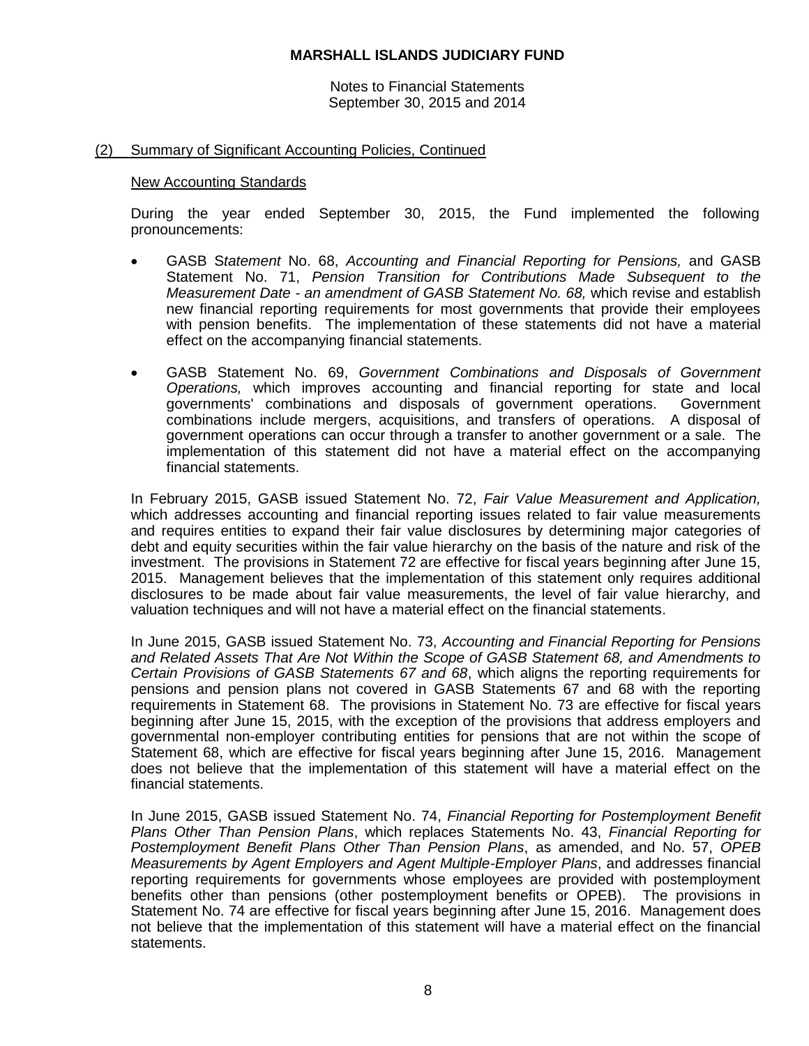# MARSHALL ISLANDS JUDICIARY FUND

Notes to Financial Statements
September 30, 2015 and 2014

## (2) Summary of Significant Accounting Policies, Continued

### New Accounting Standards

During the year ended September 30, 2015, the Fund implemented the following pronouncements:

- GASB S*tatement* No. 68, *Accounting and Financial Reporting for Pensions,* and GASB Statement No. 71, *Pension Transition for Contributions Made Subsequent to the Measurement Date - an amendment of GASB Statement No. 68,* which revise and establish new financial reporting requirements for most governments that provide their employees with pension benefits. The implementation of these statements did not have a material effect on the accompanying financial statements.

- GASB Statement No. 69, *Government Combinations and Disposals of Government Operations,* which improves accounting and financial reporting for state and local governments' combinations and disposals of government operations. Government combinations include mergers, acquisitions, and transfers of operations. A disposal of government operations can occur through a transfer to another government or a sale. The implementation of this statement did not have a material effect on the accompanying financial statements.

In February 2015, GASB issued Statement No. 72, *Fair Value Measurement and Application,* which addresses accounting and financial reporting issues related to fair value measurements and requires entities to expand their fair value disclosures by determining major categories of debt and equity securities within the fair value hierarchy on the basis of the nature and risk of the investment. The provisions in Statement 72 are effective for fiscal years beginning after June 15, 2015. Management believes that the implementation of this statement only requires additional disclosures to be made about fair value measurements, the level of fair value hierarchy, and valuation techniques and will not have a material effect on the financial statements.

In June 2015, GASB issued Statement No. 73, *Accounting and Financial Reporting for Pensions and Related Assets That Are Not Within the Scope of GASB Statement 68, and Amendments to Certain Provisions of GASB Statements 67 and 68*, which aligns the reporting requirements for pensions and pension plans not covered in GASB Statements 67 and 68 with the reporting requirements in Statement 68. The provisions in Statement No. 73 are effective for fiscal years beginning after June 15, 2015, with the exception of the provisions that address employers and governmental non-employer contributing entities for pensions that are not within the scope of Statement 68, which are effective for fiscal years beginning after June 15, 2016. Management does not believe that the implementation of this statement will have a material effect on the financial statements.

In June 2015, GASB issued Statement No. 74, *Financial Reporting for Postemployment Benefit Plans Other Than Pension Plans*, which replaces Statements No. 43, *Financial Reporting for Postemployment Benefit Plans Other Than Pension Plans*, as amended, and No. 57, *OPEB Measurements by Agent Employers and Agent Multiple-Employer Plans*, and addresses financial reporting requirements for governments whose employees are provided with postemployment benefits other than pensions (other postemployment benefits or OPEB). The provisions in Statement No. 74 are effective for fiscal years beginning after June 15, 2016. Management does not believe that the implementation of this statement will have a material effect on the financial statements.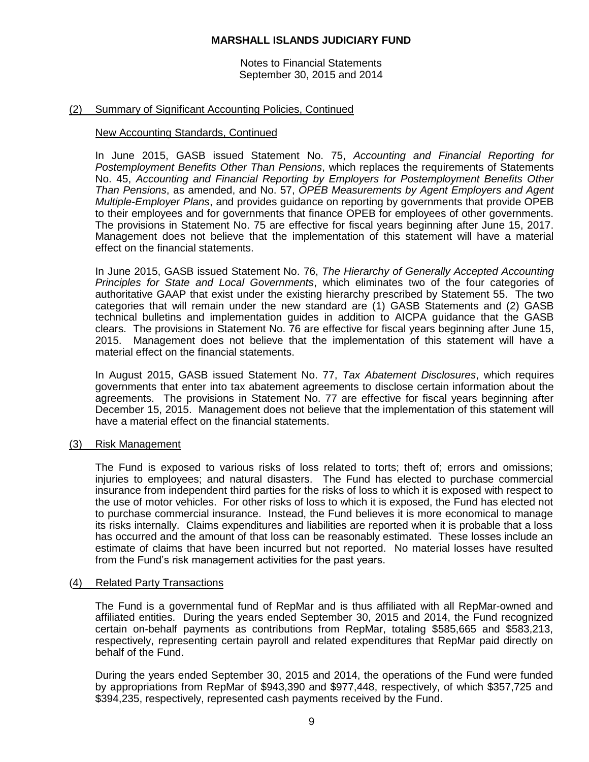# MARSHALL ISLANDS JUDICIARY FUND

Notes to Financial Statements
September 30, 2015 and 2014

## (2) Summary of Significant Accounting Policies, Continued

### New Accounting Standards, Continued

In June 2015, GASB issued Statement No. 75, *Accounting and Financial Reporting for Postemployment Benefits Other Than Pensions*, which replaces the requirements of Statements No. 45, *Accounting and Financial Reporting by Employers for Postemployment Benefits Other Than Pensions*, as amended, and No. 57, *OPEB Measurements by Agent Employers and Agent Multiple-Employer Plans*, and provides guidance on reporting by governments that provide OPEB to their employees and for governments that finance OPEB for employees of other governments. The provisions in Statement No. 75 are effective for fiscal years beginning after June 15, 2017. Management does not believe that the implementation of this statement will have a material effect on the financial statements.

In June 2015, GASB issued Statement No. 76, *The Hierarchy of Generally Accepted Accounting Principles for State and Local Governments*, which eliminates two of the four categories of authoritative GAAP that exist under the existing hierarchy prescribed by Statement 55. The two categories that will remain under the new standard are (1) GASB Statements and (2) GASB technical bulletins and implementation guides in addition to AICPA guidance that the GASB clears. The provisions in Statement No. 76 are effective for fiscal years beginning after June 15, 2015. Management does not believe that the implementation of this statement will have a material effect on the financial statements.

In August 2015, GASB issued Statement No. 77, *Tax Abatement Disclosures*, which requires governments that enter into tax abatement agreements to disclose certain information about the agreements. The provisions in Statement No. 77 are effective for fiscal years beginning after December 15, 2015. Management does not believe that the implementation of this statement will have a material effect on the financial statements.

## (3) Risk Management

The Fund is exposed to various risks of loss related to torts; theft of; errors and omissions; injuries to employees; and natural disasters. The Fund has elected to purchase commercial insurance from independent third parties for the risks of loss to which it is exposed with respect to the use of motor vehicles. For other risks of loss to which it is exposed, the Fund has elected not to purchase commercial insurance. Instead, the Fund believes it is more economical to manage its risks internally. Claims expenditures and liabilities are reported when it is probable that a loss has occurred and the amount of that loss can be reasonably estimated. These losses include an estimate of claims that have been incurred but not reported. No material losses have resulted from the Fund's risk management activities for the past years.

## (4) Related Party Transactions

The Fund is a governmental fund of RepMar and is thus affiliated with all RepMar-owned and affiliated entities. During the years ended September 30, 2015 and 2014, the Fund recognized certain on-behalf payments as contributions from RepMar, totaling $585,665 and $583,213, respectively, representing certain payroll and related expenditures that RepMar paid directly on behalf of the Fund.

During the years ended September 30, 2015 and 2014, the operations of the Fund were funded by appropriations from RepMar of $943,390 and $977,448, respectively, of which $357,725 and $394,235, respectively, represented cash payments received by the Fund.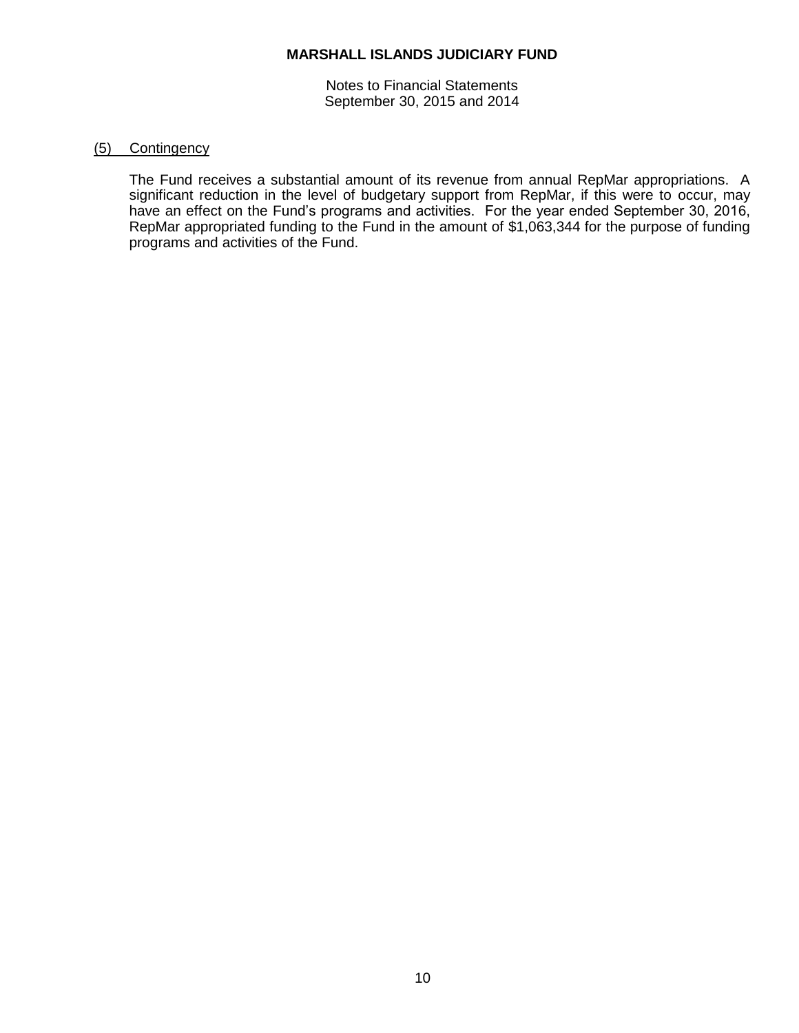## (5) Contingency

The Fund receives a substantial amount of its revenue from annual RepMar appropriations. A significant reduction in the level of budgetary support from RepMar, if this were to occur, may have an effect on the Fund's programs and activities. For the year ended September 30, 2016, RepMar appropriated funding to the Fund in the amount of $1,063,344 for the purpose of funding programs and activities of the Fund.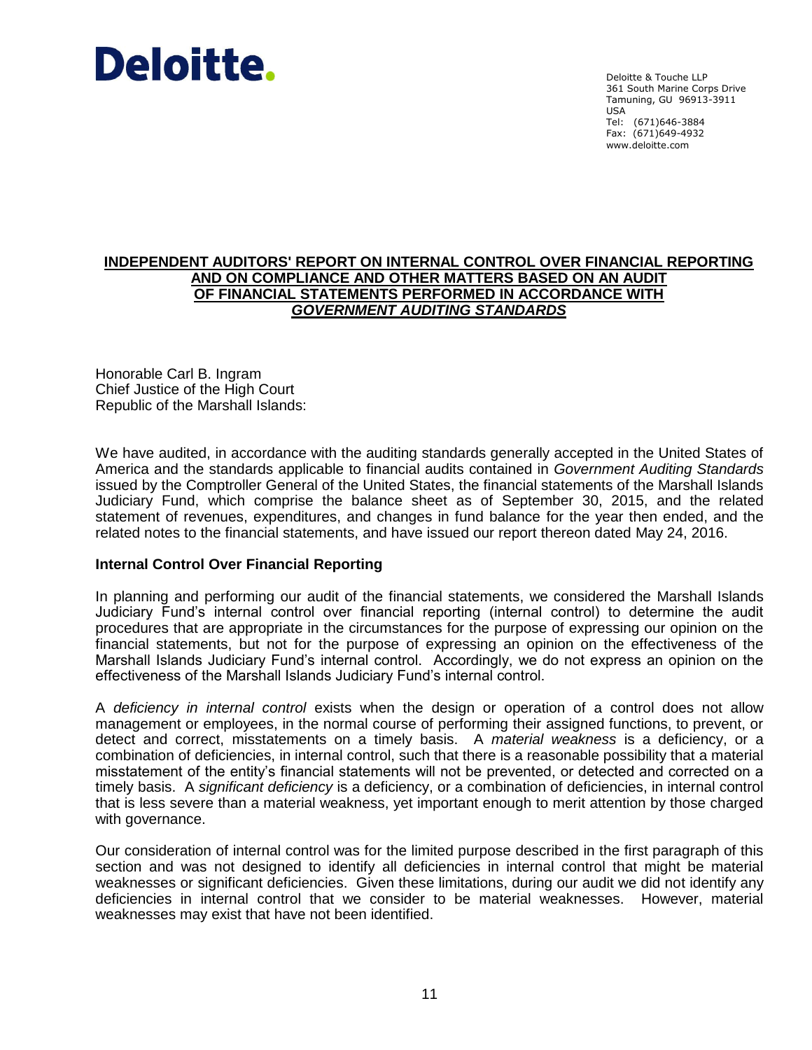**Deloitte.**

Deloitte & Touche LLP
361 South Marine Corps Drive
Tamuning, GU 96913-3911
USA
Tel: (671)646-3884
Fax: (671)649-4932
www.deloitte.com

## INDEPENDENT AUDITORS' REPORT ON INTERNAL CONTROL OVER FINANCIAL REPORTING AND ON COMPLIANCE AND OTHER MATTERS BASED ON AN AUDIT OF FINANCIAL STATEMENTS PERFORMED IN ACCORDANCE WITH *GOVERNMENT AUDITING STANDARDS*

Honorable Carl B. Ingram
Chief Justice of the High Court
Republic of the Marshall Islands:

We have audited, in accordance with the auditing standards generally accepted in the United States of America and the standards applicable to financial audits contained in *Government Auditing Standards* issued by the Comptroller General of the United States, the financial statements of the Marshall Islands Judiciary Fund, which comprise the balance sheet as of September 30, 2015, and the related statement of revenues, expenditures, and changes in fund balance for the year then ended, and the related notes to the financial statements, and have issued our report thereon dated May 24, 2016.

### Internal Control Over Financial Reporting

In planning and performing our audit of the financial statements, we considered the Marshall Islands Judiciary Fund's internal control over financial reporting (internal control) to determine the audit procedures that are appropriate in the circumstances for the purpose of expressing our opinion on the financial statements, but not for the purpose of expressing an opinion on the effectiveness of the Marshall Islands Judiciary Fund's internal control. Accordingly, we do not express an opinion on the effectiveness of the Marshall Islands Judiciary Fund's internal control.

A *deficiency in internal control* exists when the design or operation of a control does not allow management or employees, in the normal course of performing their assigned functions, to prevent, or detect and correct, misstatements on a timely basis. A *material weakness* is a deficiency, or a combination of deficiencies, in internal control, such that there is a reasonable possibility that a material misstatement of the entity's financial statements will not be prevented, or detected and corrected on a timely basis. A *significant deficiency* is a deficiency, or a combination of deficiencies, in internal control that is less severe than a material weakness, yet important enough to merit attention by those charged with governance.

Our consideration of internal control was for the limited purpose described in the first paragraph of this section and was not designed to identify all deficiencies in internal control that might be material weaknesses or significant deficiencies. Given these limitations, during our audit we did not identify any deficiencies in internal control that we consider to be material weaknesses. However, material weaknesses may exist that have not been identified.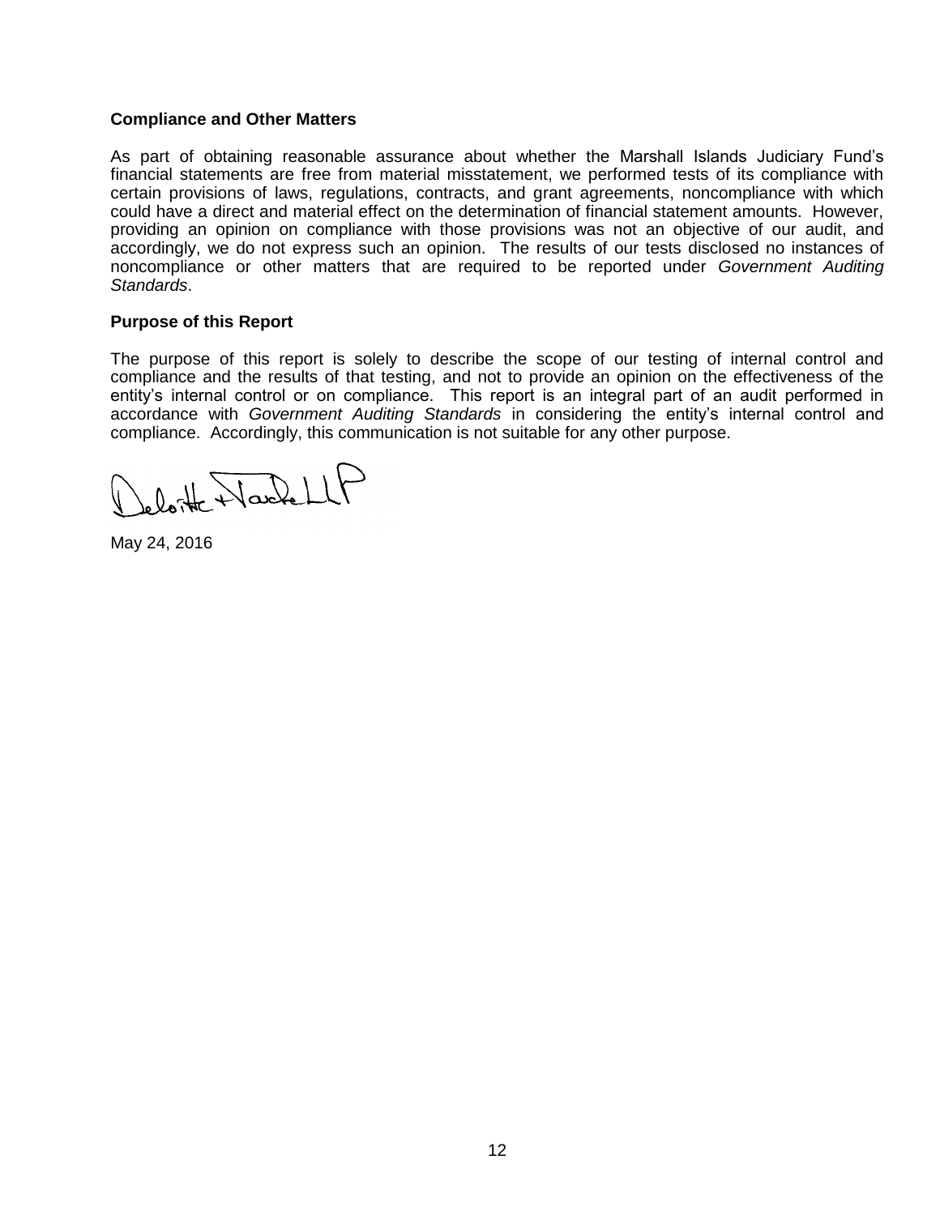### Compliance and Other Matters

As part of obtaining reasonable assurance about whether the Marshall Islands Judiciary Fund's financial statements are free from material misstatement, we performed tests of its compliance with certain provisions of laws, regulations, contracts, and grant agreements, noncompliance with which could have a direct and material effect on the determination of financial statement amounts. However, providing an opinion on compliance with those provisions was not an objective of our audit, and accordingly, we do not express such an opinion. The results of our tests disclosed no instances of noncompliance or other matters that are required to be reported under *Government Auditing Standards*.

### Purpose of this Report

The purpose of this report is solely to describe the scope of our testing of internal control and compliance and the results of that testing, and not to provide an opinion on the effectiveness of the entity's internal control or on compliance. This report is an integral part of an audit performed in accordance with *Government Auditing Standards* in considering the entity's internal control and compliance. Accordingly, this communication is not suitable for any other purpose.

Deloitte & Touche LLP

May 24, 2016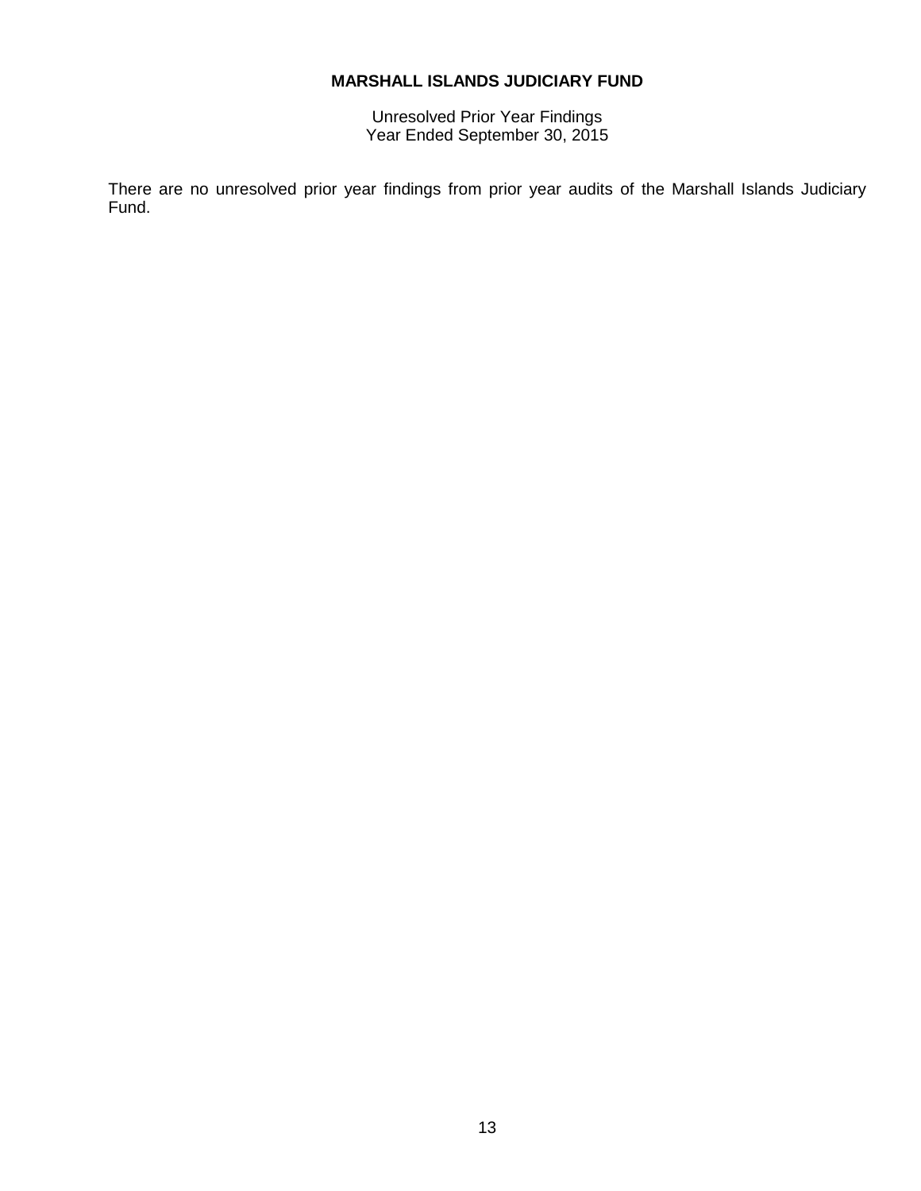# MARSHALL ISLANDS JUDICIARY FUND

Unresolved Prior Year Findings
Year Ended September 30, 2015

There are no unresolved prior year findings from prior year audits of the Marshall Islands Judiciary Fund.